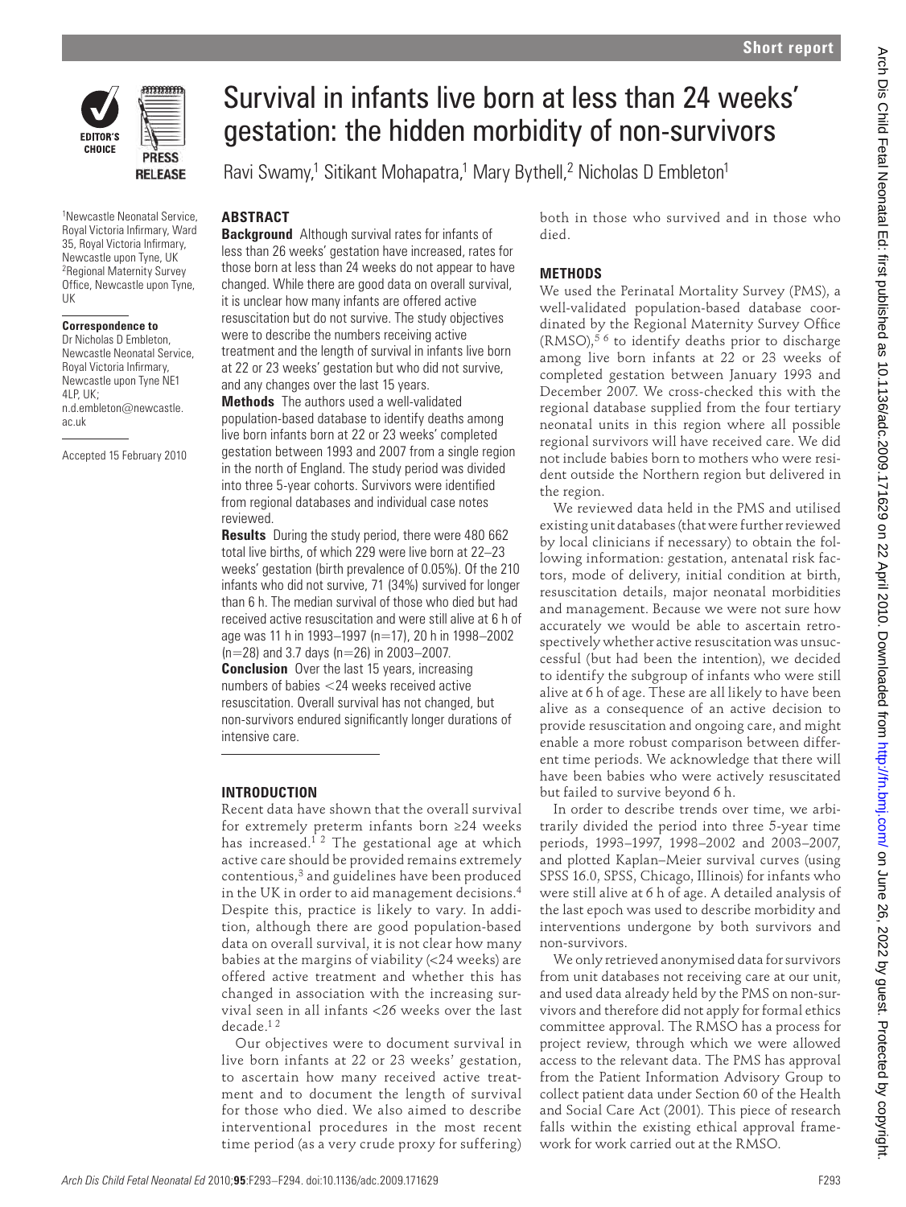# Survival in infants live born at less than 24 weeks' gestation: the hidden morbidity of non-survivors

Ravi Swamy,[1] Sitikant Mohapatra,[1] Mary Bythell,[2] Nicholas D Embleton[1]

[1]Newcastle Neonatal Service, Royal Victoria Infirmary, Ward 35, Royal Victoria Infirmary, Newcastle upon Tyne, UK
[2]Regional Maternity Survey Office, Newcastle upon Tyne, UK

**Correspondence to**
Dr Nicholas D Embleton, Newcastle Neonatal Service, Royal Victoria Infirmary, Newcastle upon Tyne NE1 4LP, UK; n.d.embleton@newcastle.ac.uk

Accepted 15 February 2010

## ABSTRACT

**Background** Although survival rates for infants of less than 26 weeks' gestation have increased, rates for those born at less than 24 weeks do not appear to have changed. While there are good data on overall survival, it is unclear how many infants are offered active resuscitation but do not survive. The study objectives were to describe the numbers receiving active treatment and the length of survival in infants live born at 22 or 23 weeks' gestation but who did not survive, and any changes over the last 15 years.

**Methods** The authors used a well-validated population-based database to identify deaths among live born infants born at 22 or 23 weeks' completed gestation between 1993 and 2007 from a single region in the north of England. The study period was divided into three 5-year cohorts. Survivors were identified from regional databases and individual case notes reviewed.

**Results** During the study period, there were 480 662 total live births, of which 229 were live born at 22–23 weeks' gestation (birth prevalence of 0.05%). Of the 210 infants who did not survive, 71 (34%) survived for longer than 6 h. The median survival of those who died but had received active resuscitation and were still alive at 6 h of age was 11 h in 1993–1997 (n=17), 20 h in 1998–2002 (n=28) and 3.7 days (n=26) in 2003–2007.

**Conclusion** Over the last 15 years, increasing numbers of babies <24 weeks received active resuscitation. Overall survival has not changed, but non-survivors endured significantly longer durations of intensive care.

## INTRODUCTION

Recent data have shown that the overall survival for extremely preterm infants born ≥24 weeks has increased.[1 2] The gestational age at which active care should be provided remains extremely contentious,[3] and guidelines have been produced in the UK in order to aid management decisions.[4] Despite this, practice is likely to vary. In addition, although there are good population-based data on overall survival, it is not clear how many babies at the margins of viability (<24 weeks) are offered active treatment and whether this has changed in association with the increasing survival seen in all infants <26 weeks over the last decade.[1 2]

Our objectives were to document survival in live born infants at 22 or 23 weeks' gestation, to ascertain how many received active treatment and to document the length of survival for those who died. We also aimed to describe interventional procedures in the most recent time period (as a very crude proxy for suffering) both in those who survived and in those who died.

## METHODS

We used the Perinatal Mortality Survey (PMS), a well-validated population-based database coordinated by the Regional Maternity Survey Office (RMSO),[5 6] to identify deaths prior to discharge among live born infants at 22 or 23 weeks of completed gestation between January 1993 and December 2007. We cross-checked this with the regional database supplied from the four tertiary neonatal units in this region where all possible regional survivors will have received care. We did not include babies born to mothers who were resident outside the Northern region but delivered in the region.

We reviewed data held in the PMS and utilised existing unit databases (that were further reviewed by local clinicians if necessary) to obtain the following information: gestation, antenatal risk factors, mode of delivery, initial condition at birth, resuscitation details, major neonatal morbidities and management. Because we were not sure how accurately we would be able to ascertain retrospectively whether active resuscitation was unsuccessful (but had been the intention), we decided to identify the subgroup of infants who were still alive at 6 h of age. These are all likely to have been alive as a consequence of an active decision to provide resuscitation and ongoing care, and might enable a more robust comparison between different time periods. We acknowledge that there will have been babies who were actively resuscitated but failed to survive beyond 6 h.

In order to describe trends over time, we arbitrarily divided the period into three 5-year time periods, 1993–1997, 1998–2002 and 2003–2007, and plotted Kaplan–Meier survival curves (using SPSS 16.0, SPSS, Chicago, Illinois) for infants who were still alive at 6 h of age. A detailed analysis of the last epoch was used to describe morbidity and interventions undergone by both survivors and non-survivors.

We only retrieved anonymised data for survivors from unit databases not receiving care at our unit, and used data already held by the PMS on non-survivors and therefore did not apply for formal ethics committee approval. The RMSO has a process for project review, through which we were allowed access to the relevant data. The PMS has approval from the Patient Information Advisory Group to collect patient data under Section 60 of the Health and Social Care Act (2001). This piece of research falls within the existing ethical approval framework for work carried out at the RMSO.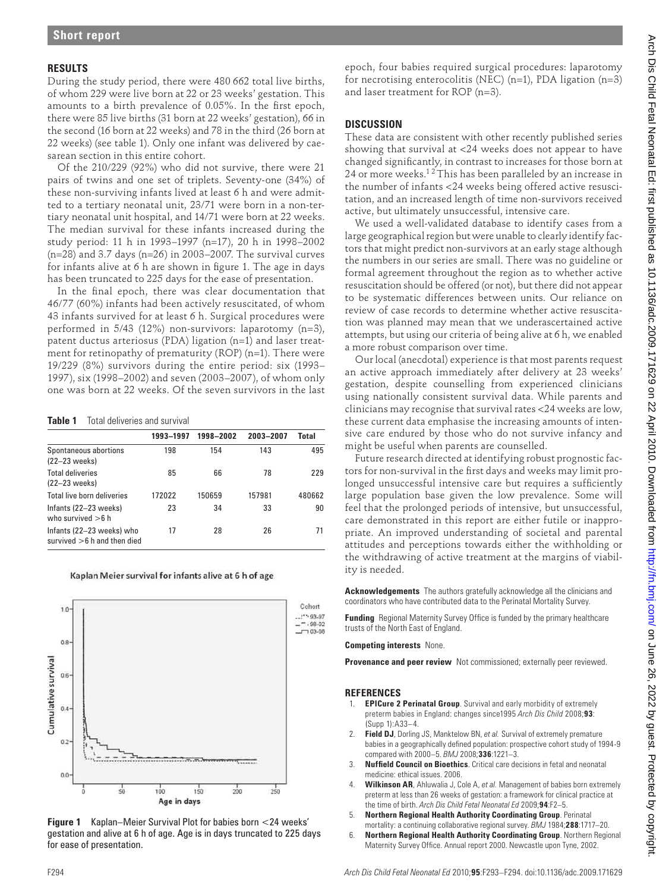## RESULTS

During the study period, there were 480 662 total live births, of whom 229 were live born at 22 or 23 weeks' gestation. This amounts to a birth prevalence of 0.05%. In the first epoch, there were 85 live births (31 born at 22 weeks' gestation), 66 in the second (16 born at 22 weeks) and 78 in the third (26 born at 22 weeks) (see table 1). Only one infant was delivered by caesarean section in this entire cohort.

Of the 210/229 (92%) who did not survive, there were 21 pairs of twins and one set of triplets. Seventy-one (34%) of these non-surviving infants lived at least 6 h and were admitted to a tertiary neonatal unit, 23/71 were born in a non-tertiary neonatal unit hospital, and 14/71 were born at 22 weeks. The median survival for these infants increased during the study period: 11 h in 1993–1997 (n=17), 20 h in 1998–2002 (n=28) and 3.7 days (n=26) in 2003–2007. The survival curves for infants alive at 6 h are shown in figure 1. The age in days has been truncated to 225 days for the ease of presentation.

In the final epoch, there was clear documentation that 46/77 (60%) infants had been actively resuscitated, of whom 43 infants survived for at least 6 h. Surgical procedures were performed in 5/43 (12%) non-survivors: laparotomy (n=3), patent ductus arteriosus (PDA) ligation (n=1) and laser treatment for retinopathy of prematurity (ROP) (n=1). There were 19/229 (8%) survivors during the entire period: six (1993–1997), six (1998–2002) and seven (2003–2007), of whom only one was born at 22 weeks. Of the seven survivors in the last epoch, four babies required surgical procedures: laparotomy for necrotising enterocolitis (NEC) (n=1), PDA ligation (n=3) and laser treatment for ROP (n=3).

**Table 1** Total deliveries and survival

| | 1993–1997 | 1998–2002 | 2003–2007 | Total |
|---|---|---|---|---|
| Spontaneous abortions (22–23 weeks) | 198 | 154 | 143 | 495 |
| Total deliveries (22–23 weeks) | 85 | 66 | 78 | 229 |
| Total live born deliveries | 172022 | 150659 | 157981 | 480662 |
| Infants (22–23 weeks) who survived >6 h | 23 | 34 | 33 | 90 |
| Infants (22–23 weeks) who survived >6 h and then died | 17 | 28 | 26 | 71 |

Kaplan Meier survival for infants alive at 6 h of age

Cohort
93-97
98-02
03-06

Cumulative survival

1.0
0.8
0.6
0.4
0.2
0.0

0
50
100
150
200
250

Age in days

**Figure 1** Kaplan–Meier Survival Plot for babies born <24 weeks' gestation and alive at 6 h of age. Age is in days truncated to 225 days for ease of presentation.

## DISCUSSION

These data are consistent with other recently published series showing that survival at <24 weeks does not appear to have changed significantly, in contrast to increases for those born at 24 or more weeks.[1 2] This has been paralleled by an increase in the number of infants <24 weeks being offered active resuscitation, and an increased length of time non-survivors received active, but ultimately unsuccessful, intensive care.

We used a well-validated database to identify cases from a large geographical region but were unable to clearly identify factors that might predict non-survivors at an early stage although the numbers in our series are small. There was no guideline or formal agreement throughout the region as to whether active resuscitation should be offered (or not), but there did not appear to be systematic differences between units. Our reliance on review of case records to determine whether active resuscitation was planned may mean that we underascertained active attempts, but using our criteria of being alive at 6 h, we enabled a more robust comparison over time.

Our local (anecdotal) experience is that most parents request an active approach immediately after delivery at 23 weeks' gestation, despite counselling from experienced clinicians using nationally consistent survival data. While parents and clinicians may recognise that survival rates <24 weeks are low, these current data emphasise the increasing amounts of intensive care endured by those who do not survive infancy and might be useful when parents are counselled.

Future research directed at identifying robust prognostic factors for non-survival in the first days and weeks may limit prolonged unsuccessful intensive care but requires a sufficiently large population base given the low prevalence. Some will feel that the prolonged periods of intensive, but unsuccessful, care demonstrated in this report are either futile or inappropriate. An improved understanding of societal and parental attitudes and perceptions towards either the withholding or the withdrawal of active treatment at the margins of viability is needed.

**Acknowledgements** The authors gratefully acknowledge all the clinicians and coordinators who have contributed data to the Perinatal Mortality Survey.

**Funding** Regional Maternity Survey Office is funded by the primary healthcare trusts of the North East of England.

**Competing interests** None.

**Provenance and peer review** Not commissioned; externally peer reviewed.

## REFERENCES

1. **EPICure 2 Perinatal Group**. Survival and early morbidity of extremely preterm babies in England: changes since1995 *Arch Dis Child* 2008;**93**:(Supp 1):A33–4.
2. **Field DJ**, Dorling JS, Manktelow BN, *et al.* Survival of extremely premature babies in a geographically defined population: prospective cohort study of 1994-9 compared with 2000–5. *BMJ* 2008;**336**:1221–3.
3. **Nuffield Council on Bioethics**. Critical care decisions in fetal and neonatal medicine: ethical issues. 2006.
4. **Wilkinson AR**, Ahluwalia J, Cole A, *et al.* Management of babies born extremely preterm at less than 26 weeks of gestation: a framework for clinical practice at the time of birth. *Arch Dis Child Fetal Neonatal Ed* 2009;**94**:F2–5.
5. **Northern Regional Health Authority Coordinating Group**. Perinatal mortality: a continuing collaborative regional survey. *BMJ* 1984;**288**:1717–20.
6. **Northern Regional Health Authority Coordinating Group**. Northern Regional Maternity Survey Office. Annual report 2000. Newcastle upon Tyne, 2002.